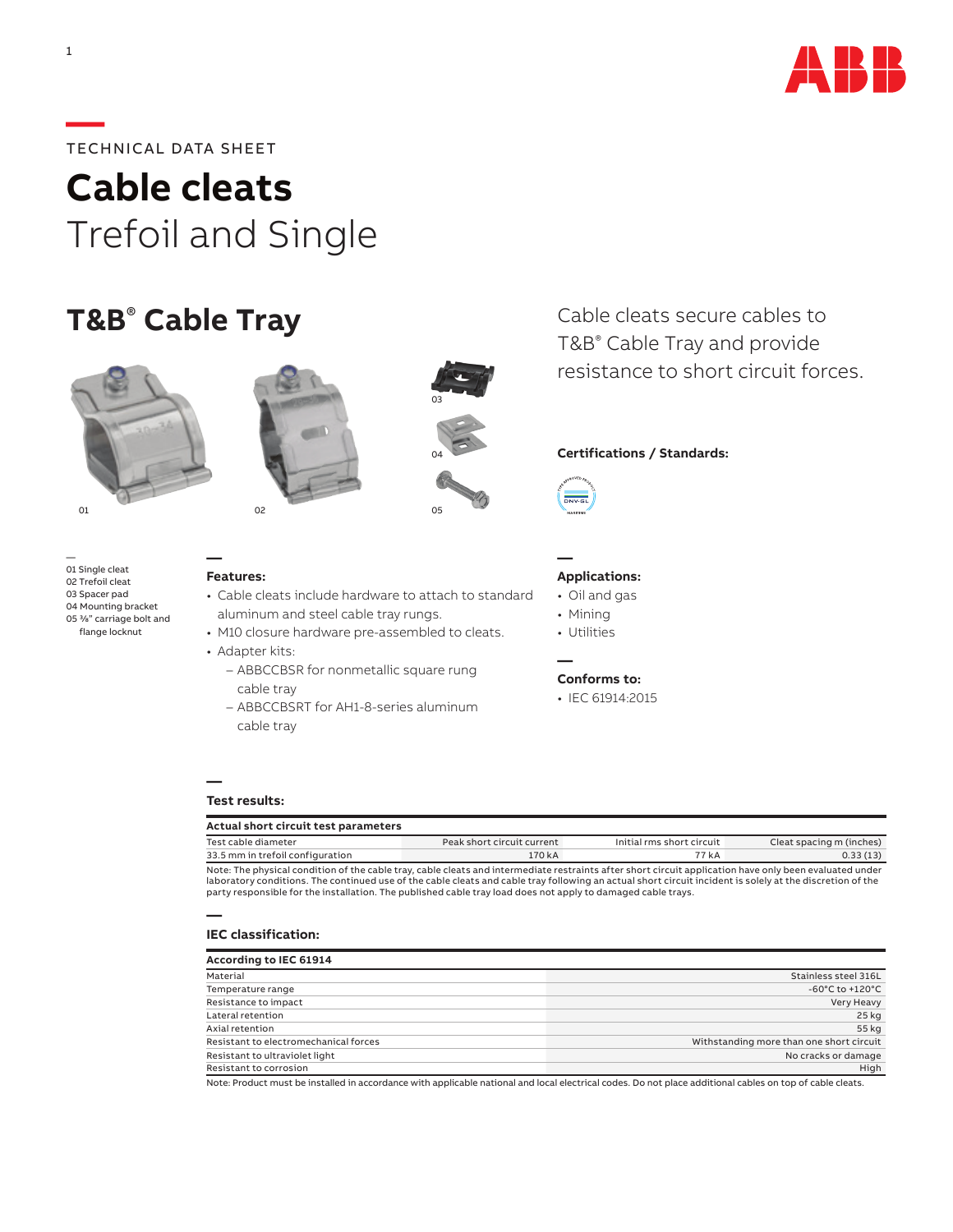TECHNICAL DATA SHEET

# Cable cleats

## Trefoil and Single

## T&B® Cable Tray

Cable cleats secure cables to T&B® Cable Tray and provide resistance to short circuit forces.

01 Single cleat
02 Trefoil cleat
03 Spacer pad
04 Mounting bracket
05 ⅜" carriage bolt and flange locknut

**Certifications / Standards:**

### Features:

- Cable cleats include hardware to attach to standard aluminum and steel cable tray rungs.
- M10 closure hardware pre-assembled to cleats.
- Adapter kits:
  - ABBCCBSR for nonmetallic square rung cable tray
  - ABBCCBSRT for AH1-8-series aluminum cable tray

### Applications:

- Oil and gas
- Mining
- Utilities

### Conforms to:

- IEC 61914:2015

### Test results:

| Actual short circuit test parameters | | | |
|---|---|---|---|
| Test cable diameter | Peak short circuit current | Initial rms short circuit | Cleat spacing m (inches) |
| 33.5 mm in trefoil configuration | 170 kA | 77 kA | 0.33 (13) |

Note: The physical condition of the cable tray, cable cleats and intermediate restraints after short circuit application have only been evaluated under laboratory conditions. The continued use of the cable cleats and cable tray following an actual short circuit incident is solely at the discretion of the party responsible for the installation. The published cable tray load does not apply to damaged cable trays.

### IEC classification:

| According to IEC 61914 | |
|---|---|
| Material | Stainless steel 316L |
| Temperature range | -60°C to +120°C |
| Resistance to impact | Very Heavy |
| Lateral retention | 25 kg |
| Axial retention | 55 kg |
| Resistant to electromechanical forces | Withstanding more than one short circuit |
| Resistant to ultraviolet light | No cracks or damage |
| Resistant to corrosion | High |

Note: Product must be installed in accordance with applicable national and local electrical codes. Do not place additional cables on top of cable cleats.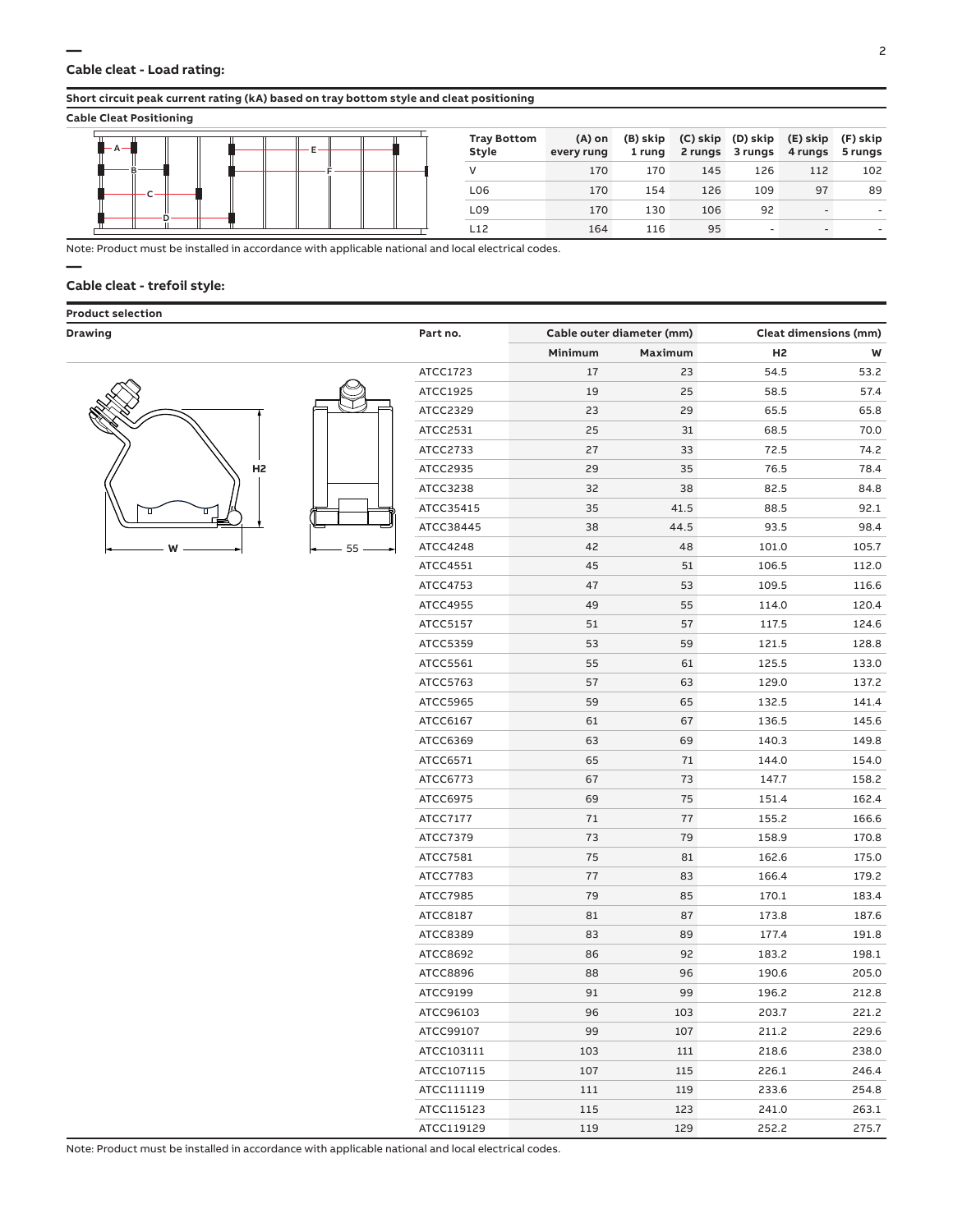## Cable cleat - Load rating:

**Short circuit peak current rating (kA) based on tray bottom style and cleat positioning**

**Cable Cleat Positioning**

| Tray Bottom Style | (A) on every rung | (B) skip 1 rung | (C) skip 2 rungs | (D) skip 3 rungs | (E) skip 4 rungs | (F) skip 5 rungs |
|---|---|---|---|---|---|---|
| V | 170 | 170 | 145 | 126 | 112 | 102 |
| L06 | 170 | 154 | 126 | 109 | 97 | 89 |
| L09 | 170 | 130 | 106 | 92 | - | - |
| L12 | 164 | 116 | 95 | - | - | - |

Note: Product must be installed in accordance with applicable national and local electrical codes.

## Cable cleat - trefoil style:

**Product selection**

**Drawing**

| Part no. | Cable outer diameter (mm) | | Cleat dimensions (mm) | |
|---|---|---|---|---|
| | Minimum | Maximum | H2 | W |
| ATCC1723 | 17 | 23 | 54.5 | 53.2 |
| ATCC1925 | 19 | 25 | 58.5 | 57.4 |
| ATCC2329 | 23 | 29 | 65.5 | 65.8 |
| ATCC2531 | 25 | 31 | 68.5 | 70.0 |
| ATCC2733 | 27 | 33 | 72.5 | 74.2 |
| ATCC2935 | 29 | 35 | 76.5 | 78.4 |
| ATCC3238 | 32 | 38 | 82.5 | 84.8 |
| ATCC35415 | 35 | 41.5 | 88.5 | 92.1 |
| ATCC38445 | 38 | 44.5 | 93.5 | 98.4 |
| ATCC4248 | 42 | 48 | 101.0 | 105.7 |
| ATCC4551 | 45 | 51 | 106.5 | 112.0 |
| ATCC4753 | 47 | 53 | 109.5 | 116.6 |
| ATCC4955 | 49 | 55 | 114.0 | 120.4 |
| ATCC5157 | 51 | 57 | 117.5 | 124.6 |
| ATCC5359 | 53 | 59 | 121.5 | 128.8 |
| ATCC5561 | 55 | 61 | 125.5 | 133.0 |
| ATCC5763 | 57 | 63 | 129.0 | 137.2 |
| ATCC5965 | 59 | 65 | 132.5 | 141.4 |
| ATCC6167 | 61 | 67 | 136.5 | 145.6 |
| ATCC6369 | 63 | 69 | 140.3 | 149.8 |
| ATCC6571 | 65 | 71 | 144.0 | 154.0 |
| ATCC6773 | 67 | 73 | 147.7 | 158.2 |
| ATCC6975 | 69 | 75 | 151.4 | 162.4 |
| ATCC7177 | 71 | 77 | 155.2 | 166.6 |
| ATCC7379 | 73 | 79 | 158.9 | 170.8 |
| ATCC7581 | 75 | 81 | 162.6 | 175.0 |
| ATCC7783 | 77 | 83 | 166.4 | 179.2 |
| ATCC7985 | 79 | 85 | 170.1 | 183.4 |
| ATCC8187 | 81 | 87 | 173.8 | 187.6 |
| ATCC8389 | 83 | 89 | 177.4 | 191.8 |
| ATCC8692 | 86 | 92 | 183.2 | 198.1 |
| ATCC8896 | 88 | 96 | 190.6 | 205.0 |
| ATCC9199 | 91 | 99 | 196.2 | 212.8 |
| ATCC96103 | 96 | 103 | 203.7 | 221.2 |
| ATCC99107 | 99 | 107 | 211.2 | 229.6 |
| ATCC103111 | 103 | 111 | 218.6 | 238.0 |
| ATCC107115 | 107 | 115 | 226.1 | 246.4 |
| ATCC111119 | 111 | 119 | 233.6 | 254.8 |
| ATCC115123 | 115 | 123 | 241.0 | 263.1 |
| ATCC119129 | 119 | 129 | 252.2 | 275.7 |

Note: Product must be installed in accordance with applicable national and local electrical codes.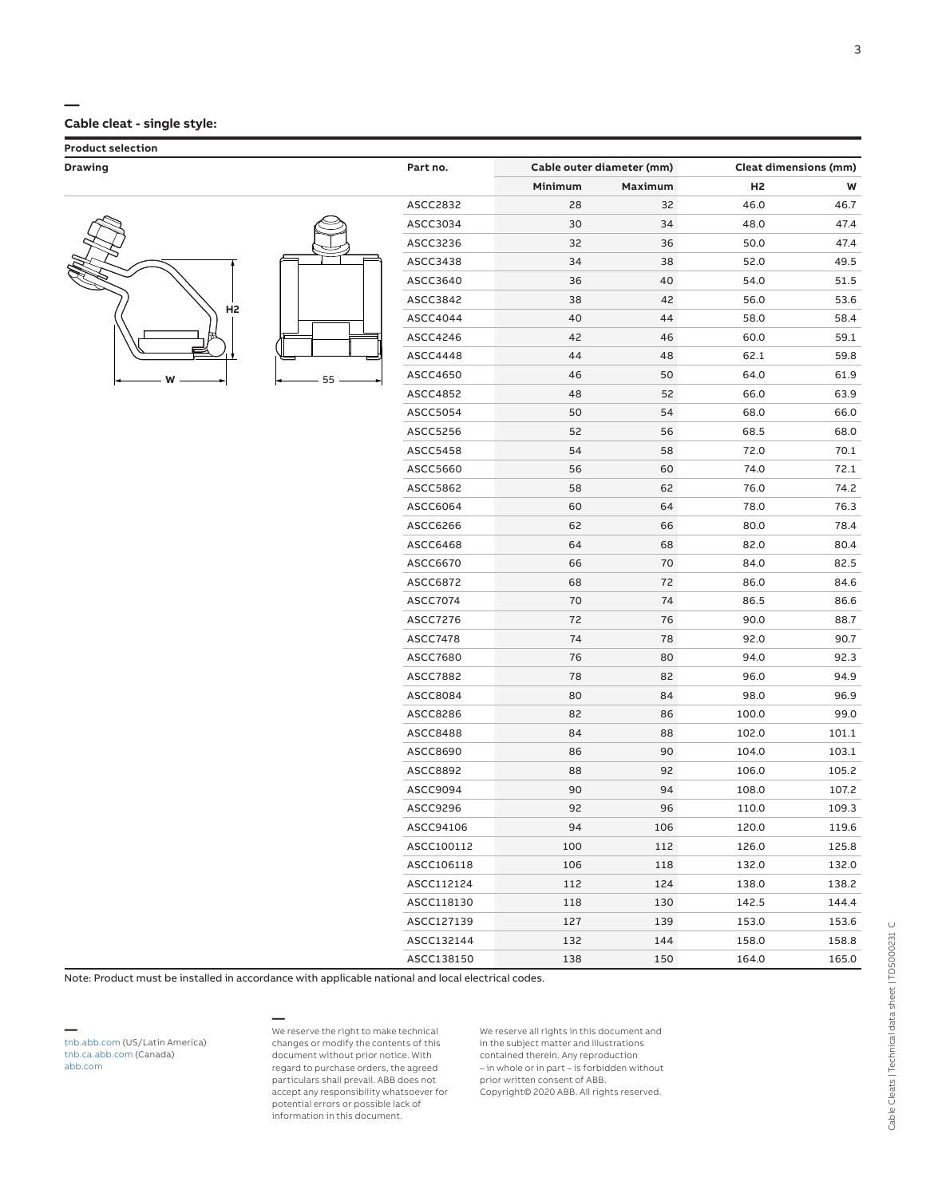## Cable cleat - single style:

**Product selection**

Drawing

H2

W

55

| Part no. | Cable outer diameter (mm) | | Cleat dimensions (mm) | |
|---|---|---|---|---|
| | Minimum | Maximum | H2 | W |
| ASCC2832 | 28 | 32 | 46.0 | 46.7 |
| ASCC3034 | 30 | 34 | 48.0 | 47.4 |
| ASCC3236 | 32 | 36 | 50.0 | 47.4 |
| ASCC3438 | 34 | 38 | 52.0 | 49.5 |
| ASCC3640 | 36 | 40 | 54.0 | 51.5 |
| ASCC3842 | 38 | 42 | 56.0 | 53.6 |
| ASCC4044 | 40 | 44 | 58.0 | 58.4 |
| ASCC4246 | 42 | 46 | 60.0 | 59.1 |
| ASCC4448 | 44 | 48 | 62.1 | 59.8 |
| ASCC4650 | 46 | 50 | 64.0 | 61.9 |
| ASCC4852 | 48 | 52 | 66.0 | 63.9 |
| ASCC5054 | 50 | 54 | 68.0 | 66.0 |
| ASCC5256 | 52 | 56 | 68.5 | 68.0 |
| ASCC5458 | 54 | 58 | 72.0 | 70.1 |
| ASCC5660 | 56 | 60 | 74.0 | 72.1 |
| ASCC5862 | 58 | 62 | 76.0 | 74.2 |
| ASCC6064 | 60 | 64 | 78.0 | 76.3 |
| ASCC6266 | 62 | 66 | 80.0 | 78.4 |
| ASCC6468 | 64 | 68 | 82.0 | 80.4 |
| ASCC6670 | 66 | 70 | 84.0 | 82.5 |
| ASCC6872 | 68 | 72 | 86.0 | 84.6 |
| ASCC7074 | 70 | 74 | 86.5 | 86.6 |
| ASCC7276 | 72 | 76 | 90.0 | 88.7 |
| ASCC7478 | 74 | 78 | 92.0 | 90.7 |
| ASCC7680 | 76 | 80 | 94.0 | 92.3 |
| ASCC7882 | 78 | 82 | 96.0 | 94.9 |
| ASCC8084 | 80 | 84 | 98.0 | 96.9 |
| ASCC8286 | 82 | 86 | 100.0 | 99.0 |
| ASCC8488 | 84 | 88 | 102.0 | 101.1 |
| ASCC8690 | 86 | 90 | 104.0 | 103.1 |
| ASCC8892 | 88 | 92 | 106.0 | 105.2 |
| ASCC9094 | 90 | 94 | 108.0 | 107.2 |
| ASCC9296 | 92 | 96 | 110.0 | 109.3 |
| ASCC94106 | 94 | 106 | 120.0 | 119.6 |
| ASCC100112 | 100 | 112 | 126.0 | 125.8 |
| ASCC106118 | 106 | 118 | 132.0 | 132.0 |
| ASCC112124 | 112 | 124 | 138.0 | 138.2 |
| ASCC118130 | 118 | 130 | 142.5 | 144.4 |
| ASCC127139 | 127 | 139 | 153.0 | 153.6 |
| ASCC132144 | 132 | 144 | 158.0 | 158.8 |
| ASCC138150 | 138 | 150 | 164.0 | 165.0 |

Note: Product must be installed in accordance with applicable national and local electrical codes.

tnb.abb.com (US/Latin America)
tnb.ca.abb.com (Canada)
abb.com

We reserve the right to make technical changes or modify the contents of this document without prior notice. With regard to purchase orders, the agreed particulars shall prevail. ABB does not accept any responsibility whatsoever for potential errors or possible lack of information in this document.

We reserve all rights in this document and in the subject matter and illustrations contained therein. Any reproduction – in whole or in part – is forbidden without prior written consent of ABB.
Copyright© 2020 ABB. All rights reserved.